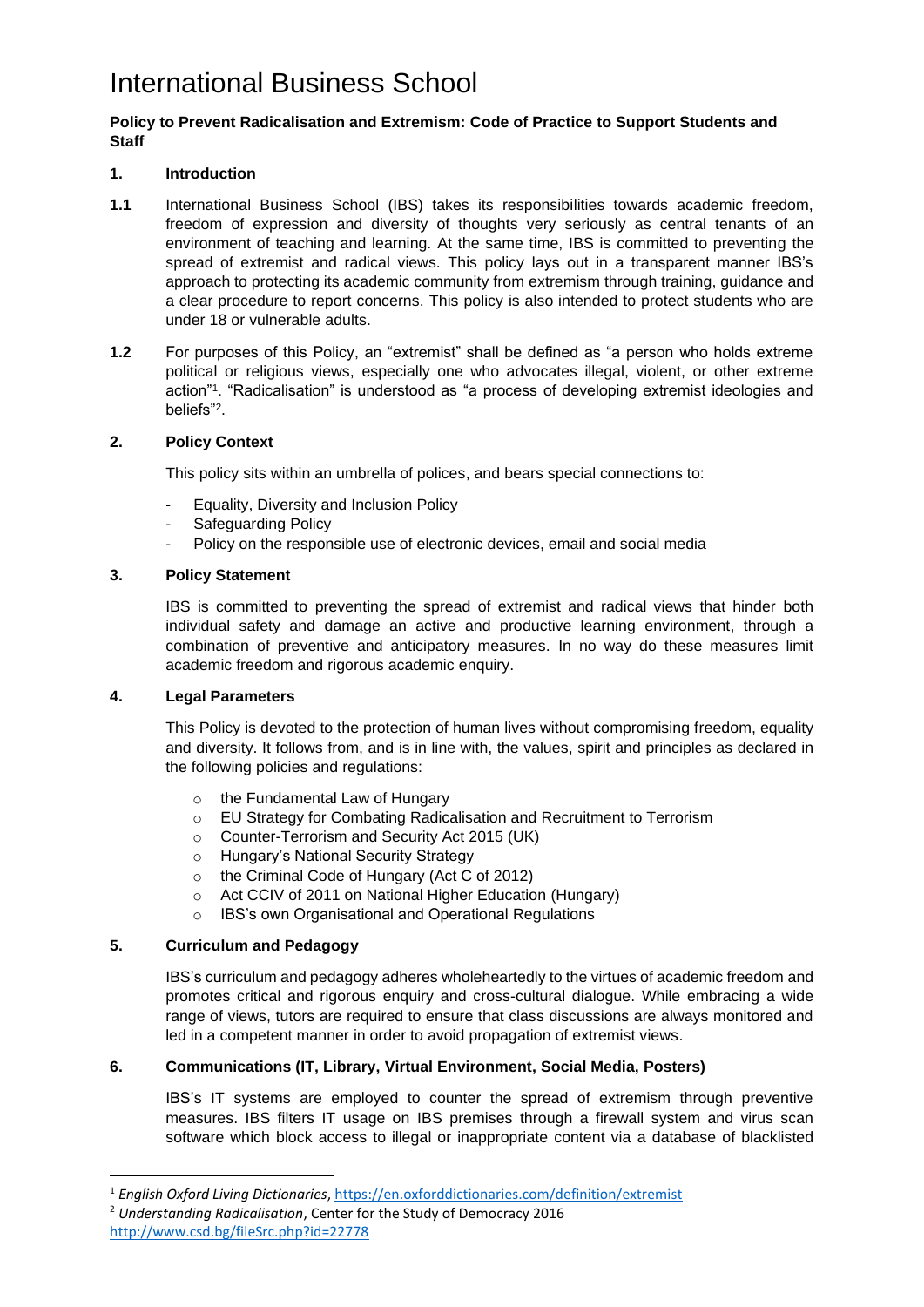# International Business School

**Policy to Prevent Radicalisation and Extremism: Code of Practice to Support Students and Staff**

## 1. Introduction

**1.1** International Business School (IBS) takes its responsibilities towards academic freedom, freedom of expression and diversity of thoughts very seriously as central tenants of an environment of teaching and learning. At the same time, IBS is committed to preventing the spread of extremist and radical views. This policy lays out in a transparent manner IBS's approach to protecting its academic community from extremism through training, guidance and a clear procedure to report concerns. This policy is also intended to protect students who are under 18 or vulnerable adults.

**1.2** For purposes of this Policy, an "extremist" shall be defined as "a person who holds extreme political or religious views, especially one who advocates illegal, violent, or other extreme action"[1]. "Radicalisation" is understood as "a process of developing extremist ideologies and beliefs"[2].

## 2. Policy Context

This policy sits within an umbrella of polices, and bears special connections to:

- Equality, Diversity and Inclusion Policy
- Safeguarding Policy
- Policy on the responsible use of electronic devices, email and social media

## 3. Policy Statement

IBS is committed to preventing the spread of extremist and radical views that hinder both individual safety and damage an active and productive learning environment, through a combination of preventive and anticipatory measures. In no way do these measures limit academic freedom and rigorous academic enquiry.

## 4. Legal Parameters

This Policy is devoted to the protection of human lives without compromising freedom, equality and diversity. It follows from, and is in line with, the values, spirit and principles as declared in the following policies and regulations:

- the Fundamental Law of Hungary
- EU Strategy for Combating Radicalisation and Recruitment to Terrorism
- Counter-Terrorism and Security Act 2015 (UK)
- Hungary's National Security Strategy
- the Criminal Code of Hungary (Act C of 2012)
- Act CCIV of 2011 on National Higher Education (Hungary)
- IBS's own Organisational and Operational Regulations

## 5. Curriculum and Pedagogy

IBS's curriculum and pedagogy adheres wholeheartedly to the virtues of academic freedom and promotes critical and rigorous enquiry and cross-cultural dialogue. While embracing a wide range of views, tutors are required to ensure that class discussions are always monitored and led in a competent manner in order to avoid propagation of extremist views.

## 6. Communications (IT, Library, Virtual Environment, Social Media, Posters)

IBS's IT systems are employed to counter the spread of extremism through preventive measures. IBS filters IT usage on IBS premises through a firewall system and virus scan software which block access to illegal or inappropriate content via a database of blacklisted

---

[1] *English Oxford Living Dictionaries*, https://en.oxforddictionaries.com/definition/extremist

[2] *Understanding Radicalisation*, Center for the Study of Democracy 2016 http://www.csd.bg/fileSrc.php?id=22778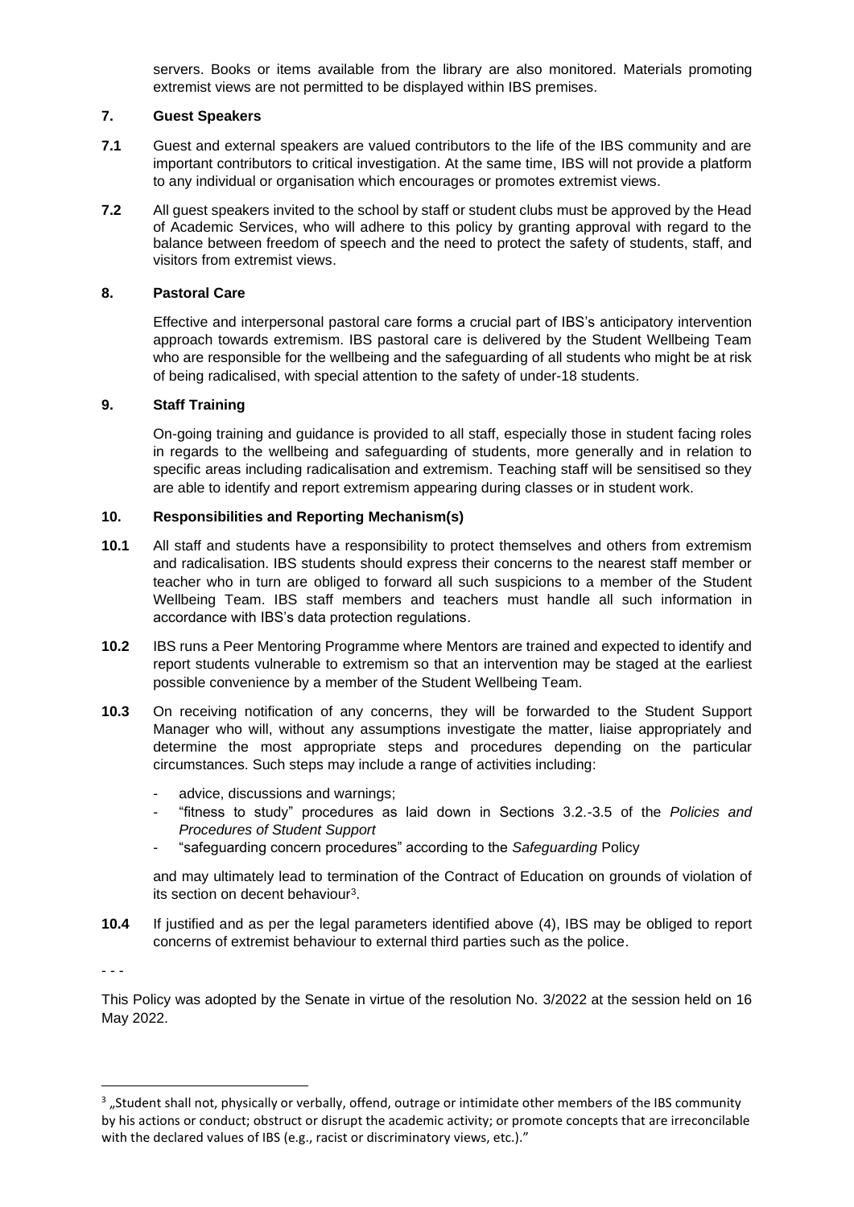servers. Books or items available from the library are also monitored. Materials promoting extremist views are not permitted to be displayed within IBS premises.

## 7. Guest Speakers

**7.1** Guest and external speakers are valued contributors to the life of the IBS community and are important contributors to critical investigation. At the same time, IBS will not provide a platform to any individual or organisation which encourages or promotes extremist views.

**7.2** All guest speakers invited to the school by staff or student clubs must be approved by the Head of Academic Services, who will adhere to this policy by granting approval with regard to the balance between freedom of speech and the need to protect the safety of students, staff, and visitors from extremist views.

## 8. Pastoral Care

Effective and interpersonal pastoral care forms a crucial part of IBS's anticipatory intervention approach towards extremism. IBS pastoral care is delivered by the Student Wellbeing Team who are responsible for the wellbeing and the safeguarding of all students who might be at risk of being radicalised, with special attention to the safety of under-18 students.

## 9. Staff Training

On-going training and guidance is provided to all staff, especially those in student facing roles in regards to the wellbeing and safeguarding of students, more generally and in relation to specific areas including radicalisation and extremism. Teaching staff will be sensitised so they are able to identify and report extremism appearing during classes or in student work.

## 10. Responsibilities and Reporting Mechanism(s)

**10.1** All staff and students have a responsibility to protect themselves and others from extremism and radicalisation. IBS students should express their concerns to the nearest staff member or teacher who in turn are obliged to forward all such suspicions to a member of the Student Wellbeing Team. IBS staff members and teachers must handle all such information in accordance with IBS's data protection regulations.

**10.2** IBS runs a Peer Mentoring Programme where Mentors are trained and expected to identify and report students vulnerable to extremism so that an intervention may be staged at the earliest possible convenience by a member of the Student Wellbeing Team.

**10.3** On receiving notification of any concerns, they will be forwarded to the Student Support Manager who will, without any assumptions investigate the matter, liaise appropriately and determine the most appropriate steps and procedures depending on the particular circumstances. Such steps may include a range of activities including:

- advice, discussions and warnings;
- "fitness to study" procedures as laid down in Sections 3.2.-3.5 of the *Policies and Procedures of Student Support*
- "safeguarding concern procedures" according to the *Safeguarding* Policy

and may ultimately lead to termination of the Contract of Education on grounds of violation of its section on decent behaviour[3].

**10.4** If justified and as per the legal parameters identified above (4), IBS may be obliged to report concerns of extremist behaviour to external third parties such as the police.

- - -

This Policy was adopted by the Senate in virtue of the resolution No. 3/2022 at the session held on 16 May 2022.

---

[3] „Student shall not, physically or verbally, offend, outrage or intimidate other members of the IBS community by his actions or conduct; obstruct or disrupt the academic activity; or promote concepts that are irreconcilable with the declared values of IBS (e.g., racist or discriminatory views, etc.)."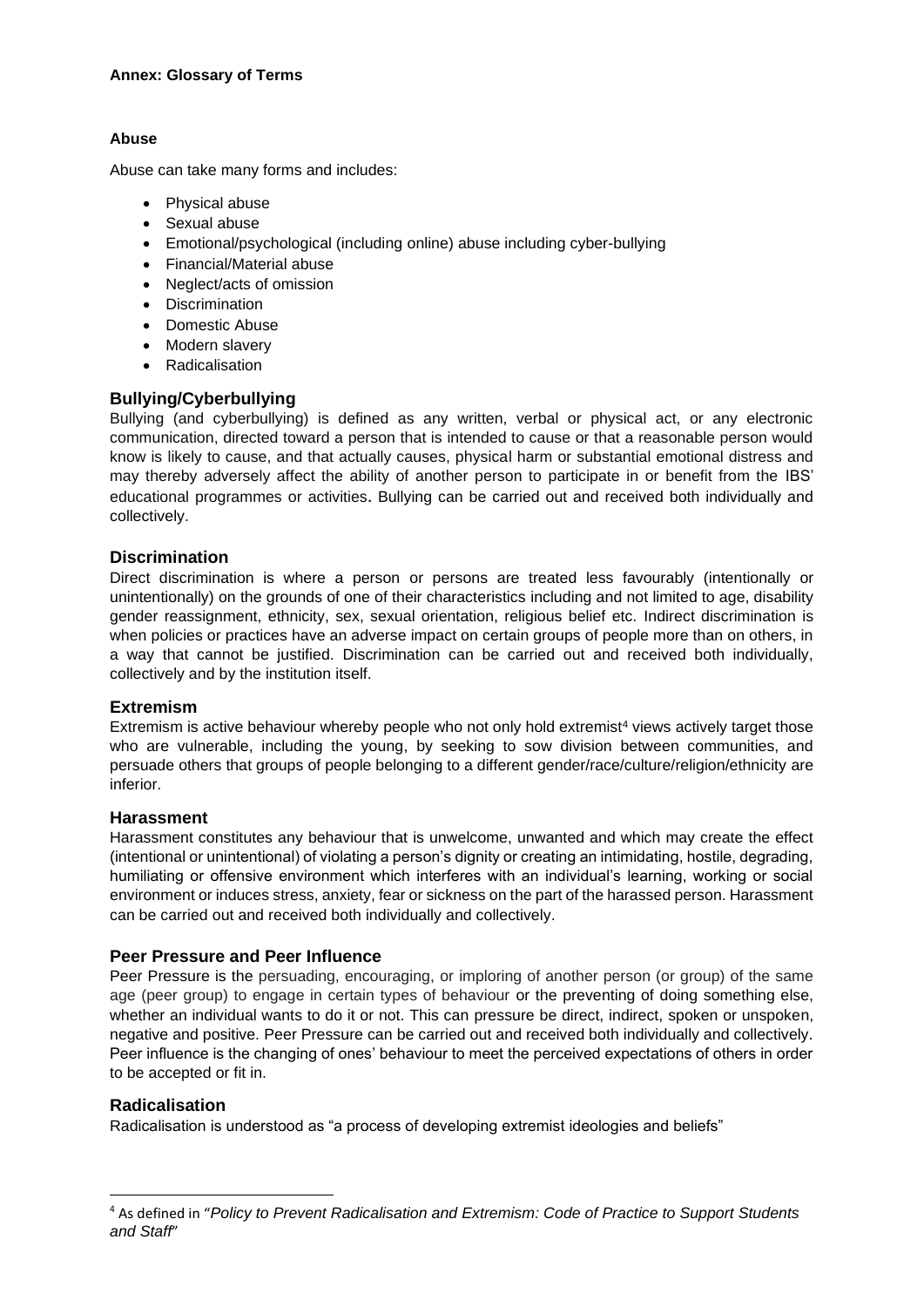**Annex: Glossary of Terms**

**Abuse**

Abuse can take many forms and includes:

- Physical abuse
- Sexual abuse
- Emotional/psychological (including online) abuse including cyber-bullying
- Financial/Material abuse
- Neglect/acts of omission
- Discrimination
- Domestic Abuse
- Modern slavery
- Radicalisation

## Bullying/Cyberbullying

Bullying (and cyberbullying) is defined as any written, verbal or physical act, or any electronic communication, directed toward a person that is intended to cause or that a reasonable person would know is likely to cause, and that actually causes, physical harm or substantial emotional distress and may thereby adversely affect the ability of another person to participate in or benefit from the IBS' educational programmes or activities. Bullying can be carried out and received both individually and collectively.

## Discrimination

Direct discrimination is where a person or persons are treated less favourably (intentionally or unintentionally) on the grounds of one of their characteristics including and not limited to age, disability gender reassignment, ethnicity, sex, sexual orientation, religious belief etc. Indirect discrimination is when policies or practices have an adverse impact on certain groups of people more than on others, in a way that cannot be justified. Discrimination can be carried out and received both individually, collectively and by the institution itself.

## Extremism

Extremism is active behaviour whereby people who not only hold extremist[4] views actively target those who are vulnerable, including the young, by seeking to sow division between communities, and persuade others that groups of people belonging to a different gender/race/culture/religion/ethnicity are inferior.

## Harassment

Harassment constitutes any behaviour that is unwelcome, unwanted and which may create the effect (intentional or unintentional) of violating a person's dignity or creating an intimidating, hostile, degrading, humiliating or offensive environment which interferes with an individual's learning, working or social environment or induces stress, anxiety, fear or sickness on the part of the harassed person. Harassment can be carried out and received both individually and collectively.

## Peer Pressure and Peer Influence

Peer Pressure is the persuading, encouraging, or imploring of another person (or group) of the same age (peer group) to engage in certain types of behaviour or the preventing of doing something else, whether an individual wants to do it or not. This can pressure be direct, indirect, spoken or unspoken, negative and positive. Peer Pressure can be carried out and received both individually and collectively. Peer influence is the changing of ones' behaviour to meet the perceived expectations of others in order to be accepted or fit in.

## Radicalisation

Radicalisation is understood as "a process of developing extremist ideologies and beliefs"

---

[4] As defined in *"Policy to Prevent Radicalisation and Extremism: Code of Practice to Support Students and Staff"*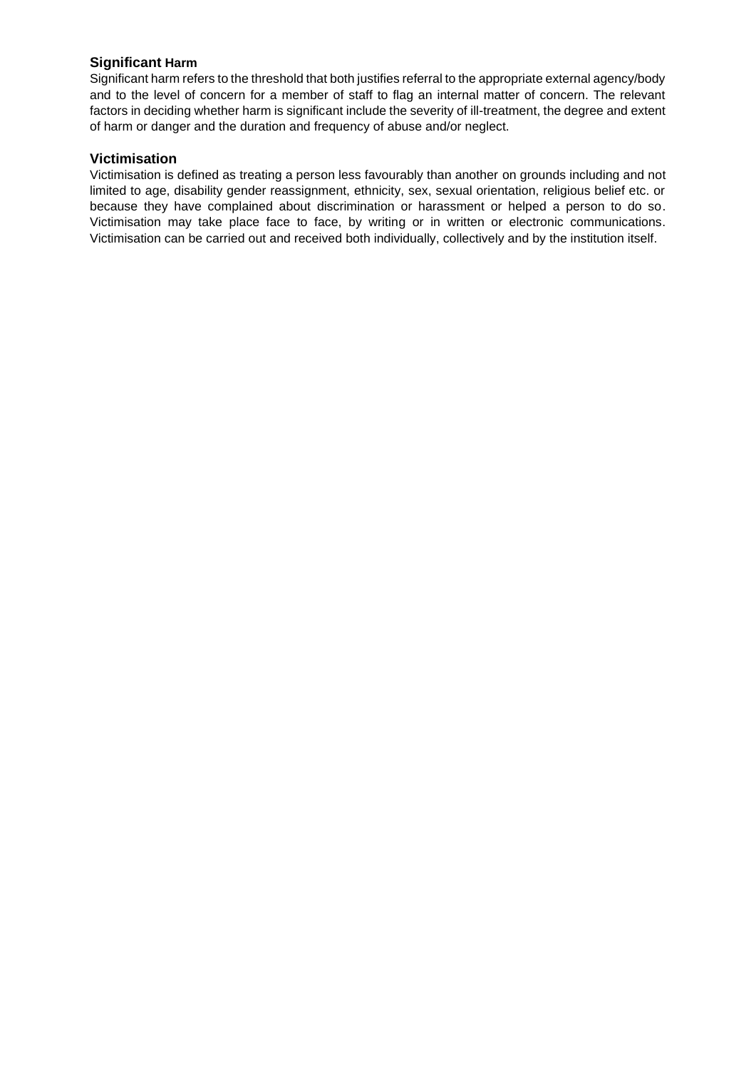**Significant Harm**

Significant harm refers to the threshold that both justifies referral to the appropriate external agency/body and to the level of concern for a member of staff to flag an internal matter of concern. The relevant factors in deciding whether harm is significant include the severity of ill-treatment, the degree and extent of harm or danger and the duration and frequency of abuse and/or neglect.

**Victimisation**

Victimisation is defined as treating a person less favourably than another on grounds including and not limited to age, disability gender reassignment, ethnicity, sex, sexual orientation, religious belief etc. or because they have complained about discrimination or harassment or helped a person to do so. Victimisation may take place face to face, by writing or in written or electronic communications. Victimisation can be carried out and received both individually, collectively and by the institution itself.